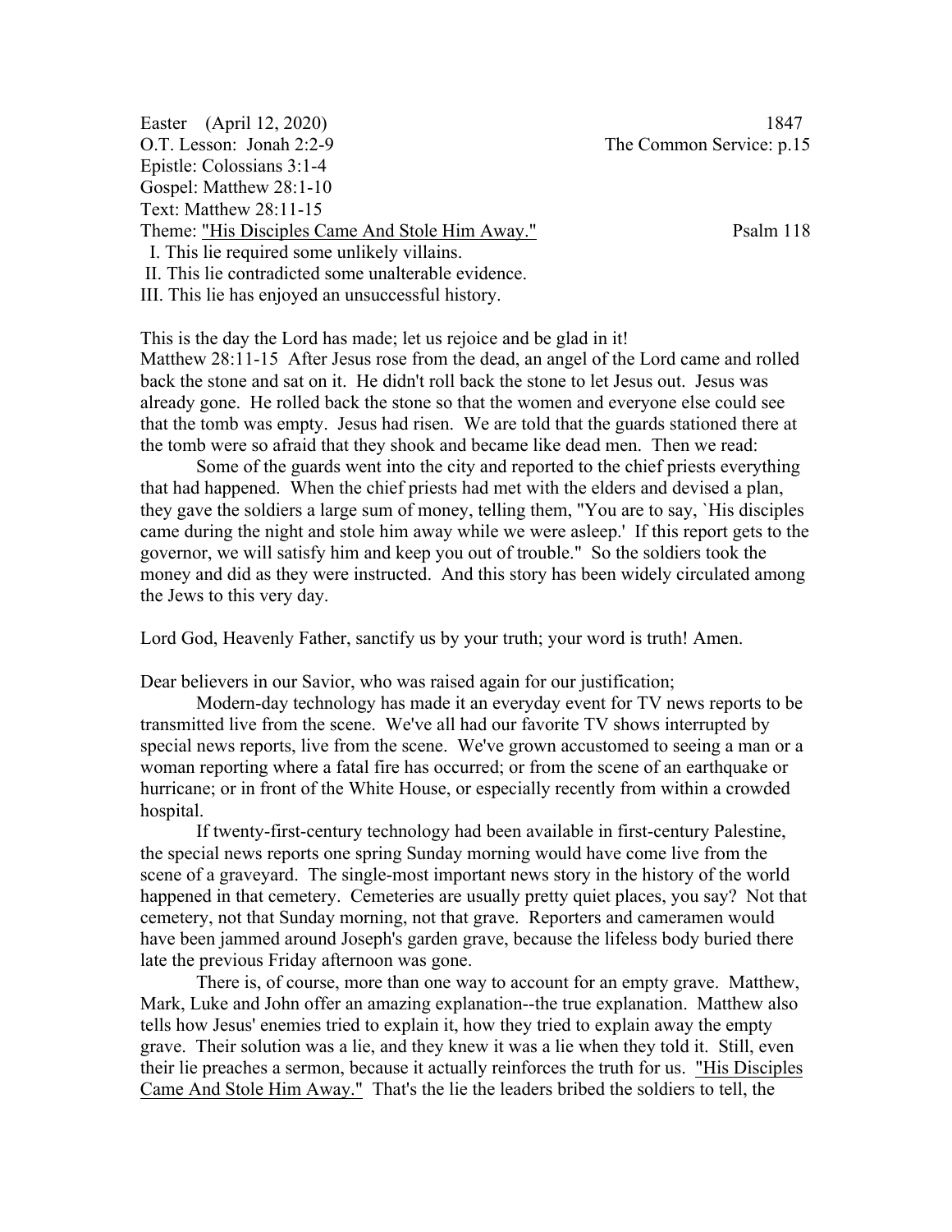Easter (April 12, 2020) 1847

O.T. Lesson: Jonah 2:2-9 The Common Service: p.15

Epistle: Colossians 3:1-4

Gospel: Matthew 28:1-10

Text: Matthew 28:11-15

Theme: "His Disciples Came And Stole Him Away." Psalm 118

I. This lie required some unlikely villains.
II. This lie contradicted some unalterable evidence.
III. This lie has enjoyed an unsuccessful history.

This is the day the Lord has made; let us rejoice and be glad in it!

Matthew 28:11-15 After Jesus rose from the dead, an angel of the Lord came and rolled back the stone and sat on it. He didn't roll back the stone to let Jesus out. Jesus was already gone. He rolled back the stone so that the women and everyone else could see that the tomb was empty. Jesus had risen. We are told that the guards stationed there at the tomb were so afraid that they shook and became like dead men. Then we read:

Some of the guards went into the city and reported to the chief priests everything that had happened. When the chief priests had met with the elders and devised a plan, they gave the soldiers a large sum of money, telling them, "You are to say, `His disciples came during the night and stole him away while we were asleep.' If this report gets to the governor, we will satisfy him and keep you out of trouble." So the soldiers took the money and did as they were instructed. And this story has been widely circulated among the Jews to this very day.

Lord God, Heavenly Father, sanctify us by your truth; your word is truth! Amen.

Dear believers in our Savior, who was raised again for our justification;

Modern-day technology has made it an everyday event for TV news reports to be transmitted live from the scene. We've all had our favorite TV shows interrupted by special news reports, live from the scene. We've grown accustomed to seeing a man or a woman reporting where a fatal fire has occurred; or from the scene of an earthquake or hurricane; or in front of the White House, or especially recently from within a crowded hospital.

If twenty-first-century technology had been available in first-century Palestine, the special news reports one spring Sunday morning would have come live from the scene of a graveyard. The single-most important news story in the history of the world happened in that cemetery. Cemeteries are usually pretty quiet places, you say? Not that cemetery, not that Sunday morning, not that grave. Reporters and cameramen would have been jammed around Joseph's garden grave, because the lifeless body buried there late the previous Friday afternoon was gone.

There is, of course, more than one way to account for an empty grave. Matthew, Mark, Luke and John offer an amazing explanation--the true explanation. Matthew also tells how Jesus' enemies tried to explain it, how they tried to explain away the empty grave. Their solution was a lie, and they knew it was a lie when they told it. Still, even their lie preaches a sermon, because it actually reinforces the truth for us. "His Disciples Came And Stole Him Away." That's the lie the leaders bribed the soldiers to tell, the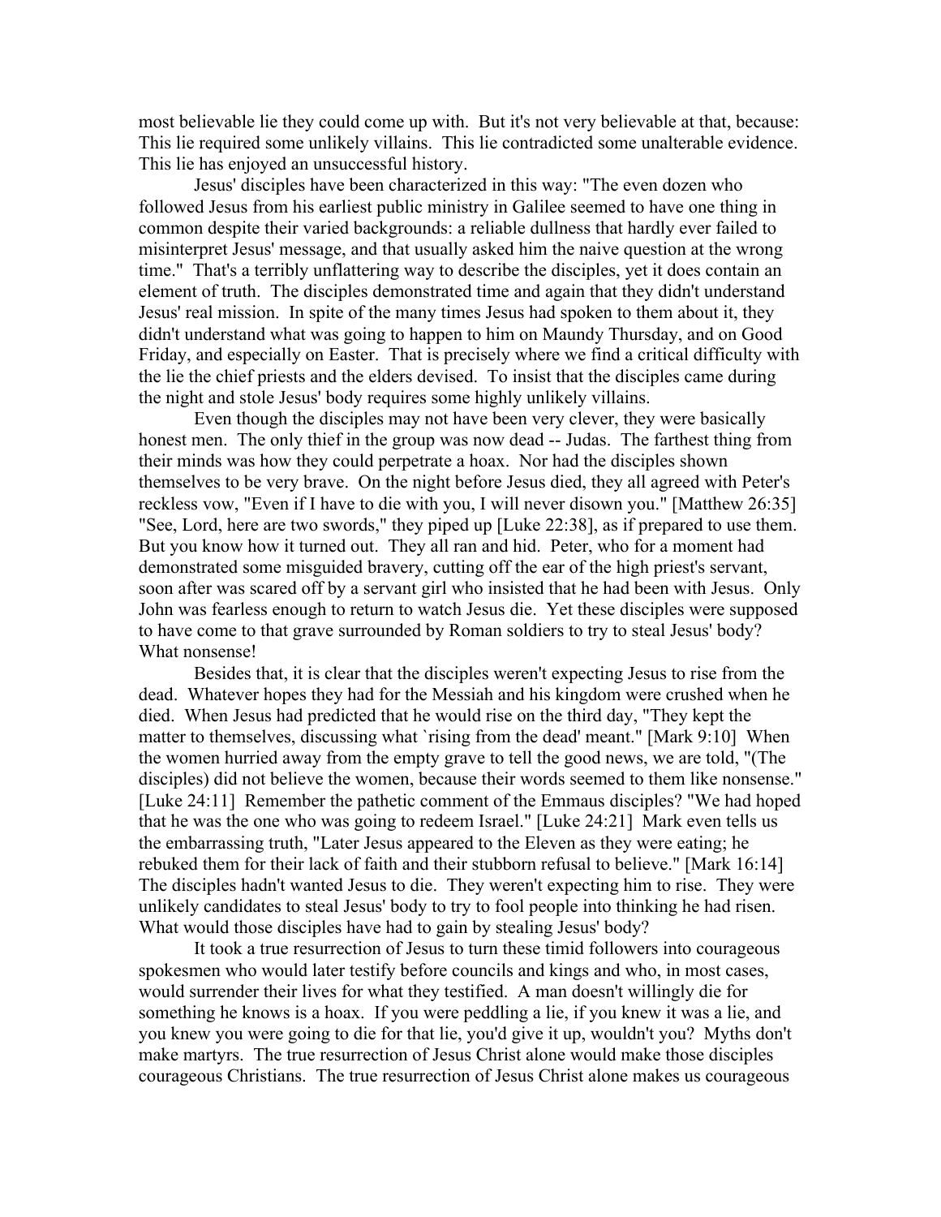most believable lie they could come up with. But it's not very believable at that, because: This lie required some unlikely villains. This lie contradicted some unalterable evidence. This lie has enjoyed an unsuccessful history.

Jesus' disciples have been characterized in this way: "The even dozen who followed Jesus from his earliest public ministry in Galilee seemed to have one thing in common despite their varied backgrounds: a reliable dullness that hardly ever failed to misinterpret Jesus' message, and that usually asked him the naive question at the wrong time." That's a terribly unflattering way to describe the disciples, yet it does contain an element of truth. The disciples demonstrated time and again that they didn't understand Jesus' real mission. In spite of the many times Jesus had spoken to them about it, they didn't understand what was going to happen to him on Maundy Thursday, and on Good Friday, and especially on Easter. That is precisely where we find a critical difficulty with the lie the chief priests and the elders devised. To insist that the disciples came during the night and stole Jesus' body requires some highly unlikely villains.

Even though the disciples may not have been very clever, they were basically honest men. The only thief in the group was now dead -- Judas. The farthest thing from their minds was how they could perpetrate a hoax. Nor had the disciples shown themselves to be very brave. On the night before Jesus died, they all agreed with Peter's reckless vow, "Even if I have to die with you, I will never disown you." [Matthew 26:35] "See, Lord, here are two swords," they piped up [Luke 22:38], as if prepared to use them. But you know how it turned out. They all ran and hid. Peter, who for a moment had demonstrated some misguided bravery, cutting off the ear of the high priest's servant, soon after was scared off by a servant girl who insisted that he had been with Jesus. Only John was fearless enough to return to watch Jesus die. Yet these disciples were supposed to have come to that grave surrounded by Roman soldiers to try to steal Jesus' body? What nonsense!

Besides that, it is clear that the disciples weren't expecting Jesus to rise from the dead. Whatever hopes they had for the Messiah and his kingdom were crushed when he died. When Jesus had predicted that he would rise on the third day, "They kept the matter to themselves, discussing what `rising from the dead' meant." [Mark 9:10] When the women hurried away from the empty grave to tell the good news, we are told, "(The disciples) did not believe the women, because their words seemed to them like nonsense." [Luke 24:11] Remember the pathetic comment of the Emmaus disciples? "We had hoped that he was the one who was going to redeem Israel." [Luke 24:21] Mark even tells us the embarrassing truth, "Later Jesus appeared to the Eleven as they were eating; he rebuked them for their lack of faith and their stubborn refusal to believe." [Mark 16:14] The disciples hadn't wanted Jesus to die. They weren't expecting him to rise. They were unlikely candidates to steal Jesus' body to try to fool people into thinking he had risen. What would those disciples have had to gain by stealing Jesus' body?

It took a true resurrection of Jesus to turn these timid followers into courageous spokesmen who would later testify before councils and kings and who, in most cases, would surrender their lives for what they testified. A man doesn't willingly die for something he knows is a hoax. If you were peddling a lie, if you knew it was a lie, and you knew you were going to die for that lie, you'd give it up, wouldn't you? Myths don't make martyrs. The true resurrection of Jesus Christ alone would make those disciples courageous Christians. The true resurrection of Jesus Christ alone makes us courageous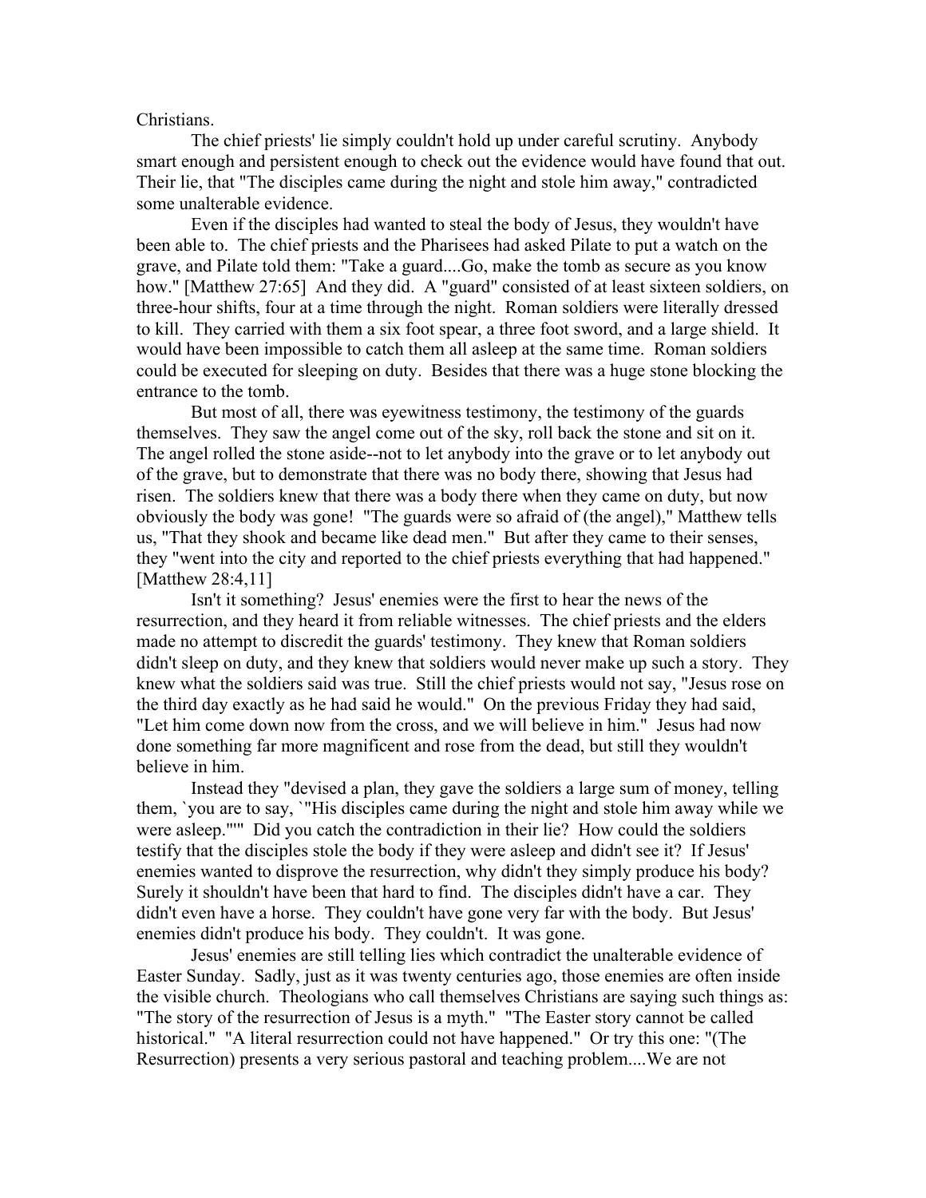Christians.

The chief priests' lie simply couldn't hold up under careful scrutiny. Anybody smart enough and persistent enough to check out the evidence would have found that out. Their lie, that "The disciples came during the night and stole him away," contradicted some unalterable evidence.

Even if the disciples had wanted to steal the body of Jesus, they wouldn't have been able to. The chief priests and the Pharisees had asked Pilate to put a watch on the grave, and Pilate told them: "Take a guard....Go, make the tomb as secure as you know how." [Matthew 27:65] And they did. A "guard" consisted of at least sixteen soldiers, on three-hour shifts, four at a time through the night. Roman soldiers were literally dressed to kill. They carried with them a six foot spear, a three foot sword, and a large shield. It would have been impossible to catch them all asleep at the same time. Roman soldiers could be executed for sleeping on duty. Besides that there was a huge stone blocking the entrance to the tomb.

But most of all, there was eyewitness testimony, the testimony of the guards themselves. They saw the angel come out of the sky, roll back the stone and sit on it. The angel rolled the stone aside--not to let anybody into the grave or to let anybody out of the grave, but to demonstrate that there was no body there, showing that Jesus had risen. The soldiers knew that there was a body there when they came on duty, but now obviously the body was gone! "The guards were so afraid of (the angel)," Matthew tells us, "That they shook and became like dead men." But after they came to their senses, they "went into the city and reported to the chief priests everything that had happened." [Matthew 28:4,11]

Isn't it something? Jesus' enemies were the first to hear the news of the resurrection, and they heard it from reliable witnesses. The chief priests and the elders made no attempt to discredit the guards' testimony. They knew that Roman soldiers didn't sleep on duty, and they knew that soldiers would never make up such a story. They knew what the soldiers said was true. Still the chief priests would not say, "Jesus rose on the third day exactly as he had said he would." On the previous Friday they had said, "Let him come down now from the cross, and we will believe in him." Jesus had now done something far more magnificent and rose from the dead, but still they wouldn't believe in him.

Instead they "devised a plan, they gave the soldiers a large sum of money, telling them, `you are to say, `"His disciples came during the night and stole him away while we were asleep."'" Did you catch the contradiction in their lie? How could the soldiers testify that the disciples stole the body if they were asleep and didn't see it? If Jesus' enemies wanted to disprove the resurrection, why didn't they simply produce his body? Surely it shouldn't have been that hard to find. The disciples didn't have a car. They didn't even have a horse. They couldn't have gone very far with the body. But Jesus' enemies didn't produce his body. They couldn't. It was gone.

Jesus' enemies are still telling lies which contradict the unalterable evidence of Easter Sunday. Sadly, just as it was twenty centuries ago, those enemies are often inside the visible church. Theologians who call themselves Christians are saying such things as: "The story of the resurrection of Jesus is a myth." "The Easter story cannot be called historical." "A literal resurrection could not have happened." Or try this one: "(The Resurrection) presents a very serious pastoral and teaching problem....We are not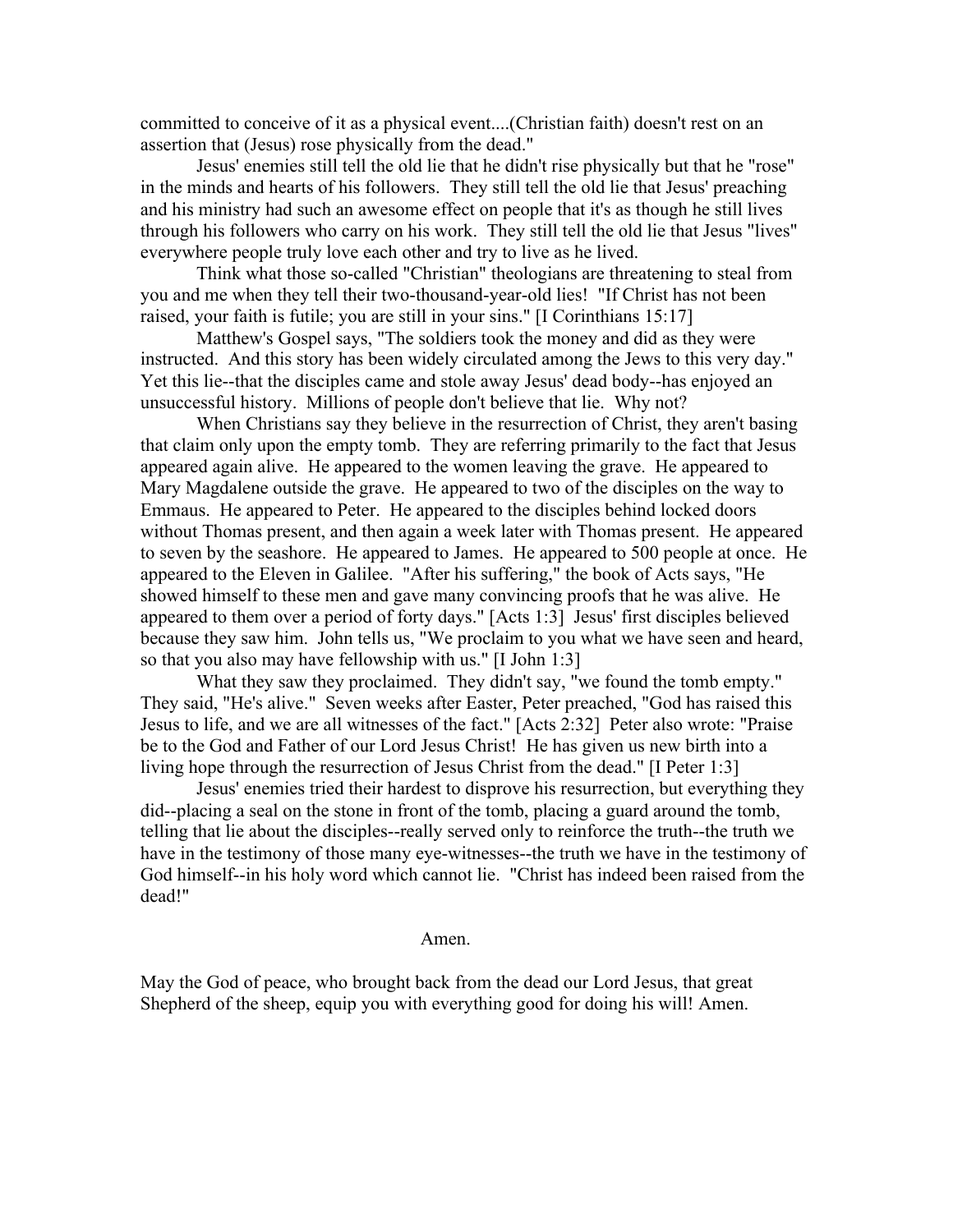committed to conceive of it as a physical event....(Christian faith) doesn't rest on an assertion that (Jesus) rose physically from the dead."

Jesus' enemies still tell the old lie that he didn't rise physically but that he "rose" in the minds and hearts of his followers. They still tell the old lie that Jesus' preaching and his ministry had such an awesome effect on people that it's as though he still lives through his followers who carry on his work. They still tell the old lie that Jesus "lives" everywhere people truly love each other and try to live as he lived.

Think what those so-called "Christian" theologians are threatening to steal from you and me when they tell their two-thousand-year-old lies! "If Christ has not been raised, your faith is futile; you are still in your sins." [I Corinthians 15:17]

Matthew's Gospel says, "The soldiers took the money and did as they were instructed. And this story has been widely circulated among the Jews to this very day." Yet this lie--that the disciples came and stole away Jesus' dead body--has enjoyed an unsuccessful history. Millions of people don't believe that lie. Why not?

When Christians say they believe in the resurrection of Christ, they aren't basing that claim only upon the empty tomb. They are referring primarily to the fact that Jesus appeared again alive. He appeared to the women leaving the grave. He appeared to Mary Magdalene outside the grave. He appeared to two of the disciples on the way to Emmaus. He appeared to Peter. He appeared to the disciples behind locked doors without Thomas present, and then again a week later with Thomas present. He appeared to seven by the seashore. He appeared to James. He appeared to 500 people at once. He appeared to the Eleven in Galilee. "After his suffering," the book of Acts says, "He showed himself to these men and gave many convincing proofs that he was alive. He appeared to them over a period of forty days." [Acts 1:3] Jesus' first disciples believed because they saw him. John tells us, "We proclaim to you what we have seen and heard, so that you also may have fellowship with us." [I John 1:3]

What they saw they proclaimed. They didn't say, "we found the tomb empty." They said, "He's alive." Seven weeks after Easter, Peter preached, "God has raised this Jesus to life, and we are all witnesses of the fact." [Acts 2:32] Peter also wrote: "Praise be to the God and Father of our Lord Jesus Christ! He has given us new birth into a living hope through the resurrection of Jesus Christ from the dead." [I Peter 1:3]

Jesus' enemies tried their hardest to disprove his resurrection, but everything they did--placing a seal on the stone in front of the tomb, placing a guard around the tomb, telling that lie about the disciples--really served only to reinforce the truth--the truth we have in the testimony of those many eye-witnesses--the truth we have in the testimony of God himself--in his holy word which cannot lie. "Christ has indeed been raised from the dead!"

Amen.

May the God of peace, who brought back from the dead our Lord Jesus, that great Shepherd of the sheep, equip you with everything good for doing his will! Amen.